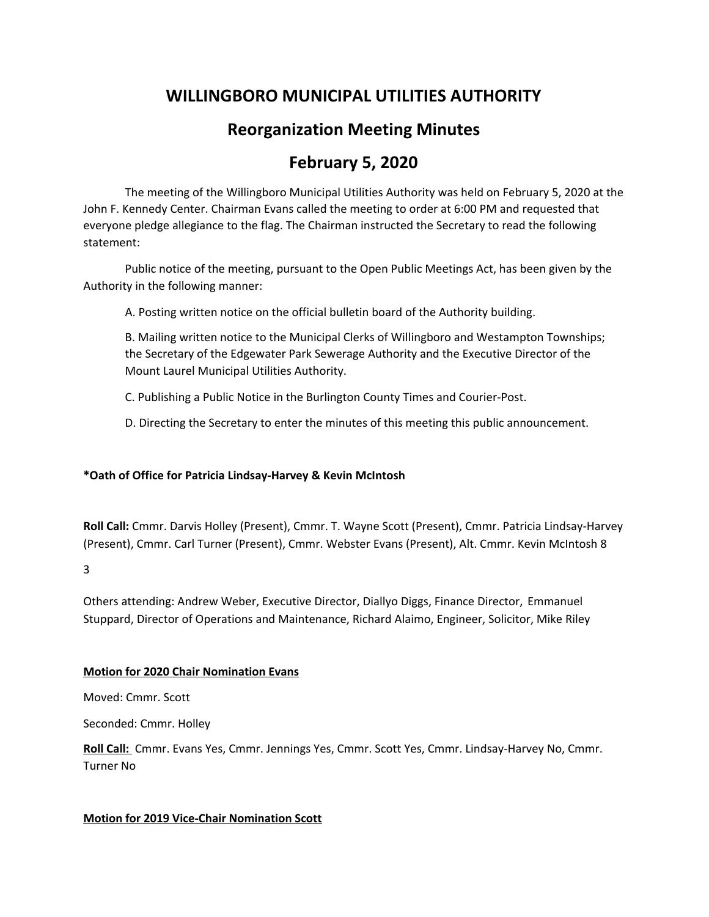# WILLINGBORO MUNICIPAL UTILITIES AUTHORITY

## Reorganization Meeting Minutes

## February 5, 2020

The meeting of the Willingboro Municipal Utilities Authority was held on February 5, 2020 at the John F. Kennedy Center. Chairman Evans called the meeting to order at 6:00 PM and requested that everyone pledge allegiance to the flag. The Chairman instructed the Secretary to read the following statement:

Public notice of the meeting, pursuant to the Open Public Meetings Act, has been given by the Authority in the following manner:

A. Posting written notice on the official bulletin board of the Authority building.

B. Mailing written notice to the Municipal Clerks of Willingboro and Westampton Townships; the Secretary of the Edgewater Park Sewerage Authority and the Executive Director of the Mount Laurel Municipal Utilities Authority.

C. Publishing a Public Notice in the Burlington County Times and Courier-Post.

D. Directing the Secretary to enter the minutes of this meeting this public announcement.

**\*Oath of Office for Patricia Lindsay-Harvey & Kevin McIntosh**

**Roll Call:** Cmmr. Darvis Holley (Present), Cmmr. T. Wayne Scott (Present), Cmmr. Patricia Lindsay-Harvey (Present), Cmmr. Carl Turner (Present), Cmmr. Webster Evans (Present), Alt. Cmmr. Kevin McIntosh 8

3

Others attending: Andrew Weber, Executive Director, Diallyo Diggs, Finance Director, Emmanuel Stuppard, Director of Operations and Maintenance, Richard Alaimo, Engineer, Solicitor, Mike Riley

**Motion for 2020 Chair Nomination Evans**

Moved: Cmmr. Scott

Seconded: Cmmr. Holley

**Roll Call:** Cmmr. Evans Yes, Cmmr. Jennings Yes, Cmmr. Scott Yes, Cmmr. Lindsay-Harvey No, Cmmr. Turner No

**Motion for 2019 Vice-Chair Nomination Scott**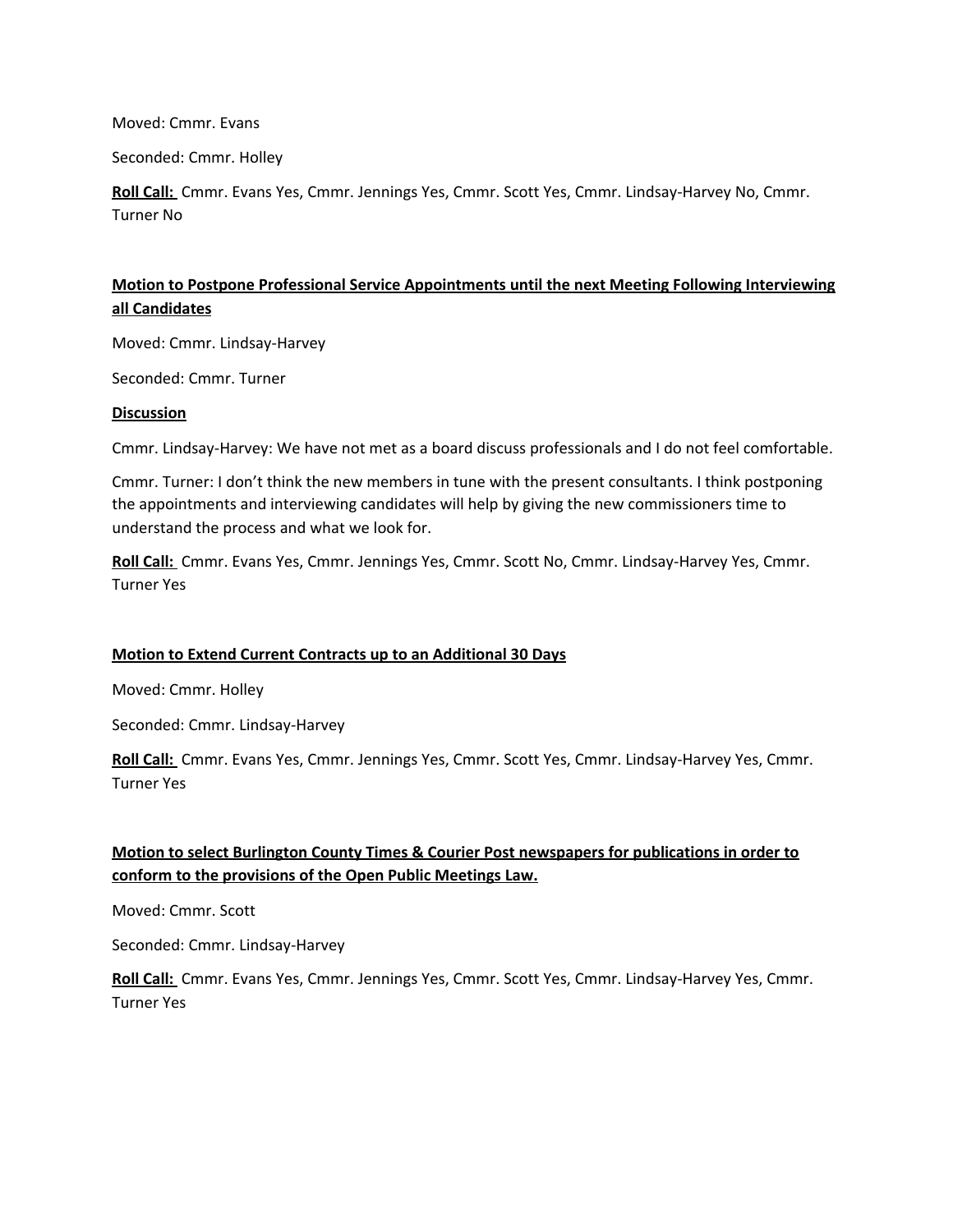Moved: Cmmr. Evans

Seconded: Cmmr. Holley

**Roll Call:** Cmmr. Evans Yes, Cmmr. Jennings Yes, Cmmr. Scott Yes, Cmmr. Lindsay-Harvey No, Cmmr. Turner No

**Motion to Postpone Professional Service Appointments until the next Meeting Following Interviewing all Candidates**

Moved: Cmmr. Lindsay-Harvey

Seconded: Cmmr. Turner

**Discussion**

Cmmr. Lindsay-Harvey: We have not met as a board discuss professionals and I do not feel comfortable.

Cmmr. Turner: I don't think the new members in tune with the present consultants. I think postponing the appointments and interviewing candidates will help by giving the new commissioners time to understand the process and what we look for.

**Roll Call:** Cmmr. Evans Yes, Cmmr. Jennings Yes, Cmmr. Scott No, Cmmr. Lindsay-Harvey Yes, Cmmr. Turner Yes

**Motion to Extend Current Contracts up to an Additional 30 Days**

Moved: Cmmr. Holley

Seconded: Cmmr. Lindsay-Harvey

**Roll Call:** Cmmr. Evans Yes, Cmmr. Jennings Yes, Cmmr. Scott Yes, Cmmr. Lindsay-Harvey Yes, Cmmr. Turner Yes

**Motion to select Burlington County Times & Courier Post newspapers for publications in order to conform to the provisions of the Open Public Meetings Law.**

Moved: Cmmr. Scott

Seconded: Cmmr. Lindsay-Harvey

**Roll Call:** Cmmr. Evans Yes, Cmmr. Jennings Yes, Cmmr. Scott Yes, Cmmr. Lindsay-Harvey Yes, Cmmr. Turner Yes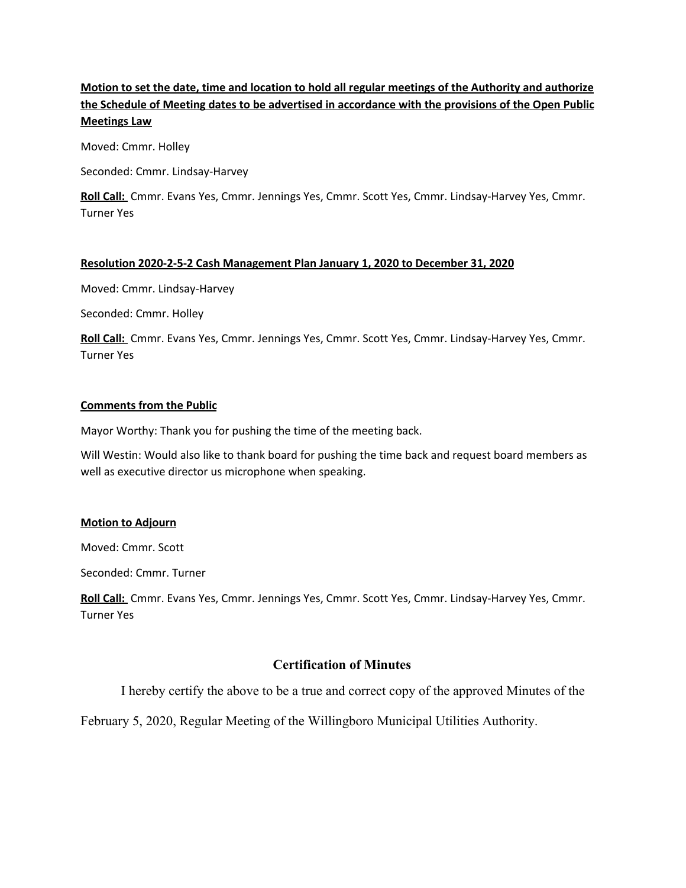**<u>Motion to set the date, time and location to hold all regular meetings of the Authority and authorize the Schedule of Meeting dates to be advertised in accordance with the provisions of the Open Public Meetings Law</u>**

Moved: Cmmr. Holley

Seconded: Cmmr. Lindsay-Harvey

**<u>Roll Call:</u>** Cmmr. Evans Yes, Cmmr. Jennings Yes, Cmmr. Scott Yes, Cmmr. Lindsay-Harvey Yes, Cmmr. Turner Yes

**<u>Resolution 2020-2-5-2 Cash Management Plan January 1, 2020 to December 31, 2020</u>**

Moved: Cmmr. Lindsay-Harvey

Seconded: Cmmr. Holley

**<u>Roll Call:</u>** Cmmr. Evans Yes, Cmmr. Jennings Yes, Cmmr. Scott Yes, Cmmr. Lindsay-Harvey Yes, Cmmr. Turner Yes

**<u>Comments from the Public</u>**

Mayor Worthy: Thank you for pushing the time of the meeting back.

Will Westin: Would also like to thank board for pushing the time back and request board members as well as executive director us microphone when speaking.

**<u>Motion to Adjourn</u>**

Moved: Cmmr. Scott

Seconded: Cmmr. Turner

**<u>Roll Call:</u>** Cmmr. Evans Yes, Cmmr. Jennings Yes, Cmmr. Scott Yes, Cmmr. Lindsay-Harvey Yes, Cmmr. Turner Yes

## Certification of Minutes

I hereby certify the above to be a true and correct copy of the approved Minutes of the February 5, 2020, Regular Meeting of the Willingboro Municipal Utilities Authority.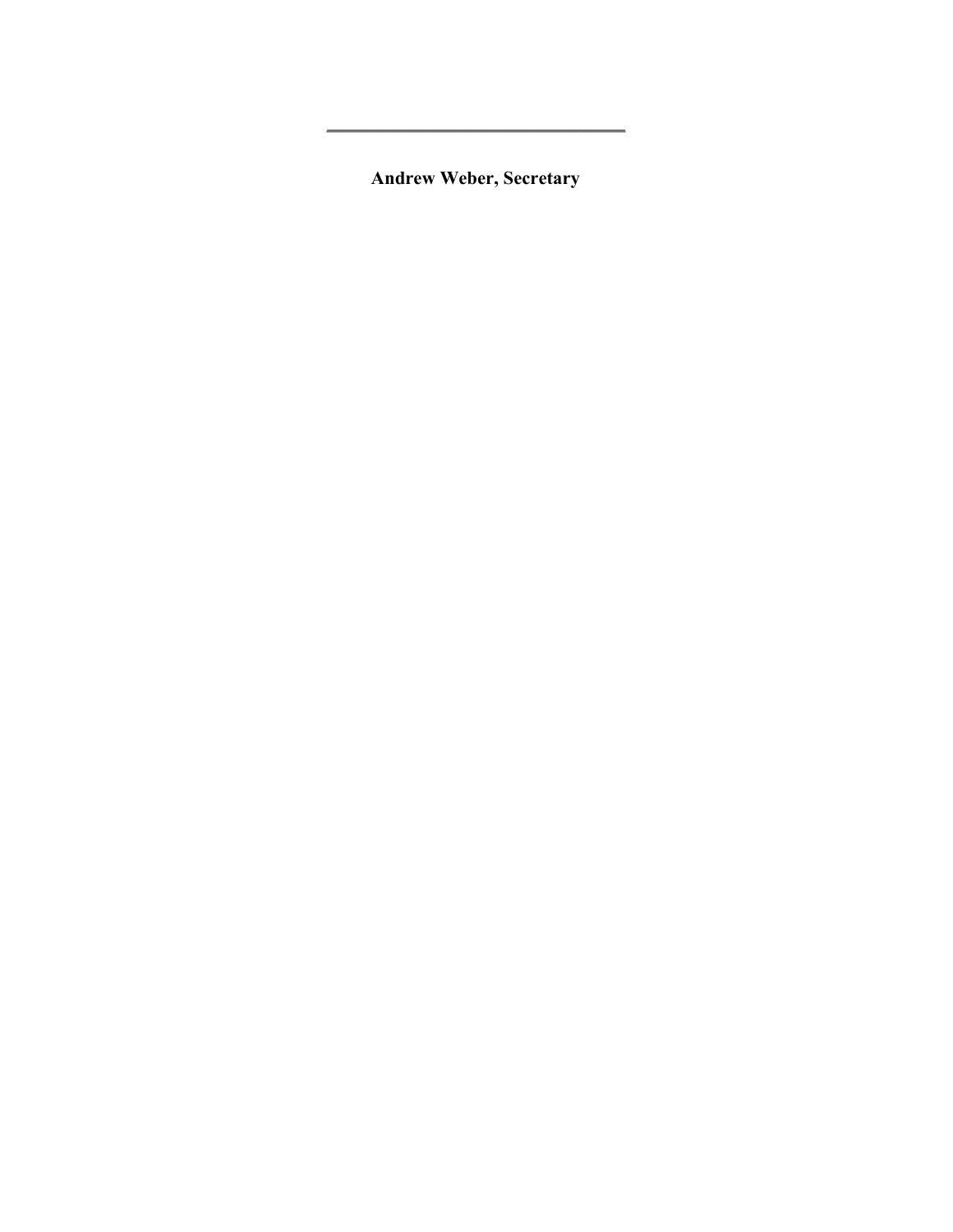**Andrew Weber, Secretary**